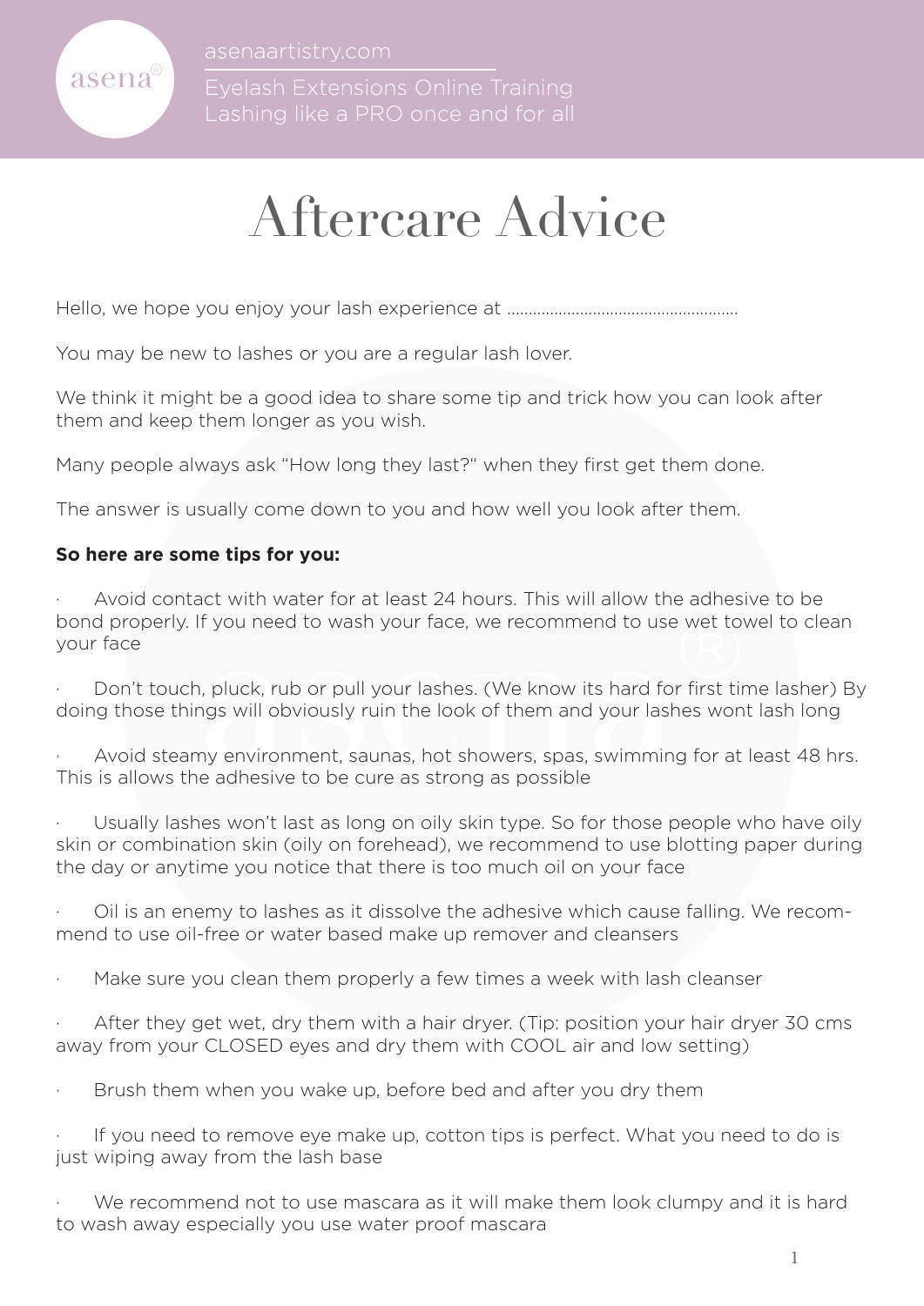asena®

asenaartistry.com

Eyelash Extensions Online Training
Lashing like a PRO once and for all

# Aftercare Advice

Hello, we hope you enjoy your lash experience at ......................................................

You may be new to lashes or you are a regular lash lover.

We think it might be a good idea to share some tip and trick how you can look after them and keep them longer as you wish.

Many people always ask "How long they last?" when they first get them done.

The answer is usually come down to you and how well you look after them.

**So here are some tips for you:**

- Avoid contact with water for at least 24 hours. This will allow the adhesive to be bond properly. If you need to wash your face, we recommend to use wet towel to clean your face

- Don't touch, pluck, rub or pull your lashes. (We know its hard for first time lasher) By doing those things will obviously ruin the look of them and your lashes wont lash long

- Avoid steamy environment, saunas, hot showers, spas, swimming for at least 48 hrs. This is allows the adhesive to be cure as strong as possible

- Usually lashes won't last as long on oily skin type. So for those people who have oily skin or combination skin (oily on forehead), we recommend to use blotting paper during the day or anytime you notice that there is too much oil on your face

- Oil is an enemy to lashes as it dissolve the adhesive which cause falling. We recommend to use oil-free or water based make up remover and cleansers

- Make sure you clean them properly a few times a week with lash cleanser

- After they get wet, dry them with a hair dryer. (Tip: position your hair dryer 30 cms away from your CLOSED eyes and dry them with COOL air and low setting)

- Brush them when you wake up, before bed and after you dry them

- If you need to remove eye make up, cotton tips is perfect. What you need to do is just wiping away from the lash base

- We recommend not to use mascara as it will make them look clumpy and it is hard to wash away especially you use water proof mascara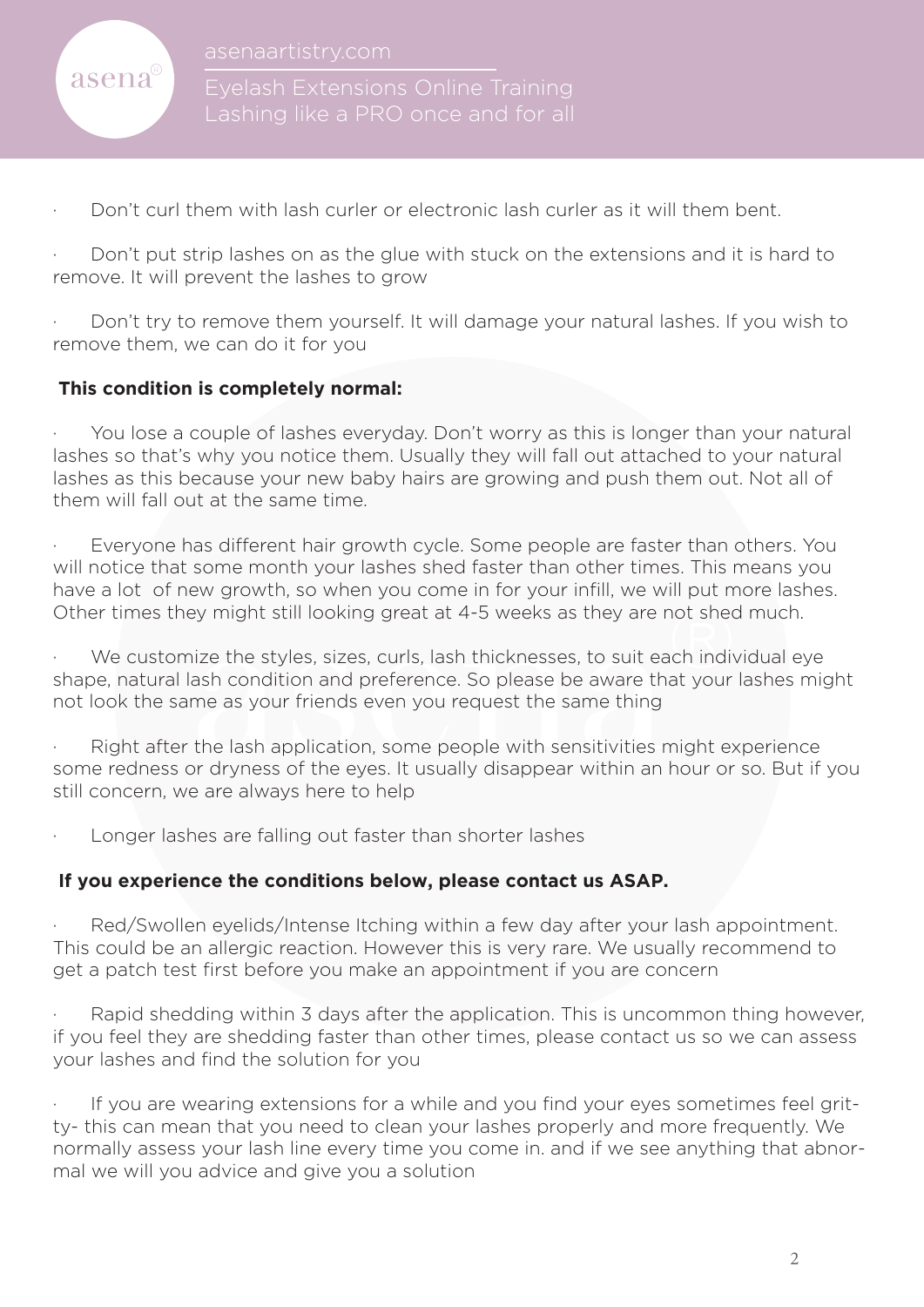- Don't curl them with lash curler or electronic lash curler as it will them bent.
- Don't put strip lashes on as the glue with stuck on the extensions and it is hard to remove. It will prevent the lashes to grow
- Don't try to remove them yourself. It will damage your natural lashes. If you wish to remove them, we can do it for you

**This condition is completely normal:**

- You lose a couple of lashes everyday. Don't worry as this is longer than your natural lashes so that's why you notice them. Usually they will fall out attached to your natural lashes as this because your new baby hairs are growing and push them out. Not all of them will fall out at the same time.
- Everyone has different hair growth cycle. Some people are faster than others. You will notice that some month your lashes shed faster than other times. This means you have a lot of new growth, so when you come in for your infill, we will put more lashes. Other times they might still looking great at 4-5 weeks as they are not shed much.
- We customize the styles, sizes, curls, lash thicknesses, to suit each individual eye shape, natural lash condition and preference. So please be aware that your lashes might not look the same as your friends even you request the same thing
- Right after the lash application, some people with sensitivities might experience some redness or dryness of the eyes. It usually disappear within an hour or so. But if you still concern, we are always here to help
- Longer lashes are falling out faster than shorter lashes

**If you experience the conditions below, please contact us ASAP.**

- Red/Swollen eyelids/Intense Itching within a few day after your lash appointment. This could be an allergic reaction. However this is very rare. We usually recommend to get a patch test first before you make an appointment if you are concern
- Rapid shedding within 3 days after the application. This is uncommon thing however, if you feel they are shedding faster than other times, please contact us so we can assess your lashes and find the solution for you
- If you are wearing extensions for a while and you find your eyes sometimes feel gritty- this can mean that you need to clean your lashes properly and more frequently. We normally assess your lash line every time you come in. and if we see anything that abnormal we will you advice and give you a solution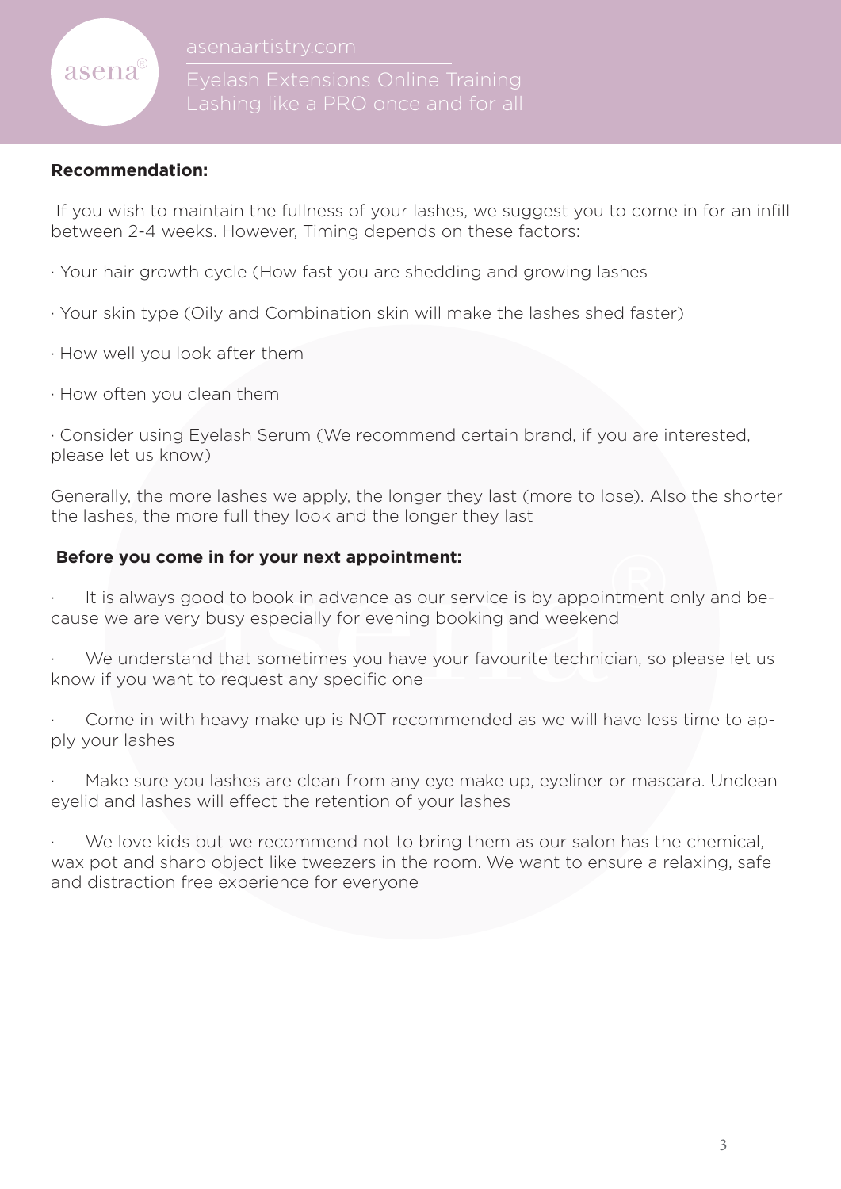**Recommendation:**

If you wish to maintain the fullness of your lashes, we suggest you to come in for an infill between 2-4 weeks. However, Timing depends on these factors:

· Your hair growth cycle (How fast you are shedding and growing lashes

· Your skin type (Oily and Combination skin will make the lashes shed faster)

· How well you look after them

· How often you clean them

· Consider using Eyelash Serum (We recommend certain brand, if you are interested, please let us know)

Generally, the more lashes we apply, the longer they last (more to lose). Also the shorter the lashes, the more full they look and the longer they last

**Before you come in for your next appointment:**

· It is always good to book in advance as our service is by appointment only and because we are very busy especially for evening booking and weekend

· We understand that sometimes you have your favourite technician, so please let us know if you want to request any specific one

· Come in with heavy make up is NOT recommended as we will have less time to apply your lashes

· Make sure you lashes are clean from any eye make up, eyeliner or mascara. Unclean eyelid and lashes will effect the retention of your lashes

· We love kids but we recommend not to bring them as our salon has the chemical, wax pot and sharp object like tweezers in the room. We want to ensure a relaxing, safe and distraction free experience for everyone